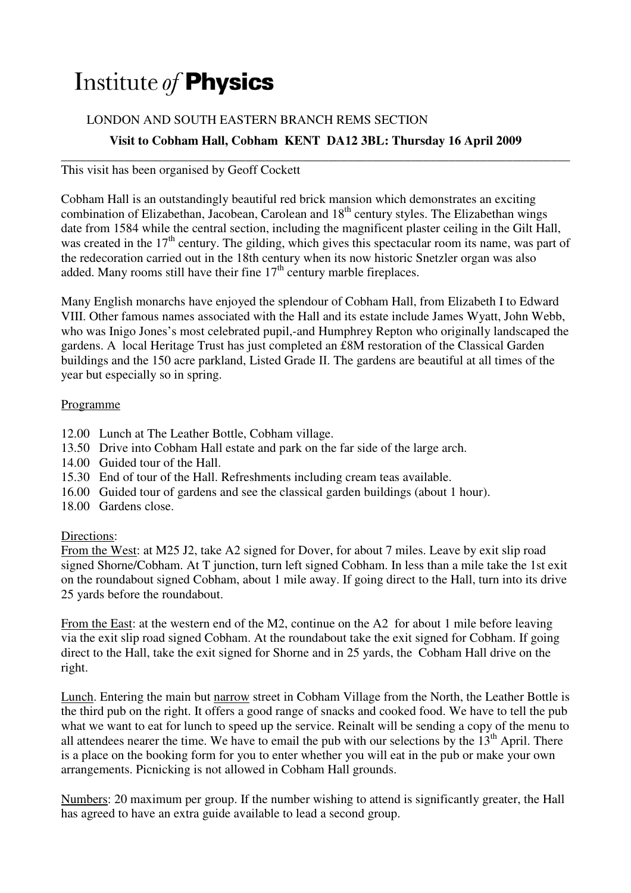# Institute *of* **Physics**

LONDON AND SOUTH EASTERN BRANCH REMS SECTION

**Visit to Cobham Hall, Cobham KENT DA12 3BL: Thursday 16 April 2009**

---

This visit has been organised by Geoff Cockett

Cobham Hall is an outstandingly beautiful red brick mansion which demonstrates an exciting combination of Elizabethan, Jacobean, Carolean and 18th century styles. The Elizabethan wings date from 1584 while the central section, including the magnificent plaster ceiling in the Gilt Hall, was created in the 17th century. The gilding, which gives this spectacular room its name, was part of the redecoration carried out in the 18th century when its now historic Snetzler organ was also added. Many rooms still have their fine 17th century marble fireplaces.

Many English monarchs have enjoyed the splendour of Cobham Hall, from Elizabeth I to Edward VIII. Other famous names associated with the Hall and its estate include James Wyatt, John Webb, who was Inigo Jones's most celebrated pupil,-and Humphrey Repton who originally landscaped the gardens. A local Heritage Trust has just completed an £8M restoration of the Classical Garden buildings and the 150 acre parkland, Listed Grade II. The gardens are beautiful at all times of the year but especially so in spring.

Programme

12.00 Lunch at The Leather Bottle, Cobham village.
13.50 Drive into Cobham Hall estate and park on the far side of the large arch.
14.00 Guided tour of the Hall.
15.30 End of tour of the Hall. Refreshments including cream teas available.
16.00 Guided tour of gardens and see the classical garden buildings (about 1 hour).
18.00 Gardens close.

Directions:

From the West: at M25 J2, take A2 signed for Dover, for about 7 miles. Leave by exit slip road signed Shorne/Cobham. At T junction, turn left signed Cobham. In less than a mile take the 1st exit on the roundabout signed Cobham, about 1 mile away. If going direct to the Hall, turn into its drive 25 yards before the roundabout.

From the East: at the western end of the M2, continue on the A2 for about 1 mile before leaving via the exit slip road signed Cobham. At the roundabout take the exit signed for Cobham. If going direct to the Hall, take the exit signed for Shorne and in 25 yards, the Cobham Hall drive on the right.

Lunch. Entering the main but narrow street in Cobham Village from the North, the Leather Bottle is the third pub on the right. It offers a good range of snacks and cooked food. We have to tell the pub what we want to eat for lunch to speed up the service. Reinalt will be sending a copy of the menu to all attendees nearer the time. We have to email the pub with our selections by the 13th April. There is a place on the booking form for you to enter whether you will eat in the pub or make your own arrangements. Picnicking is not allowed in Cobham Hall grounds.

Numbers: 20 maximum per group. If the number wishing to attend is significantly greater, the Hall has agreed to have an extra guide available to lead a second group.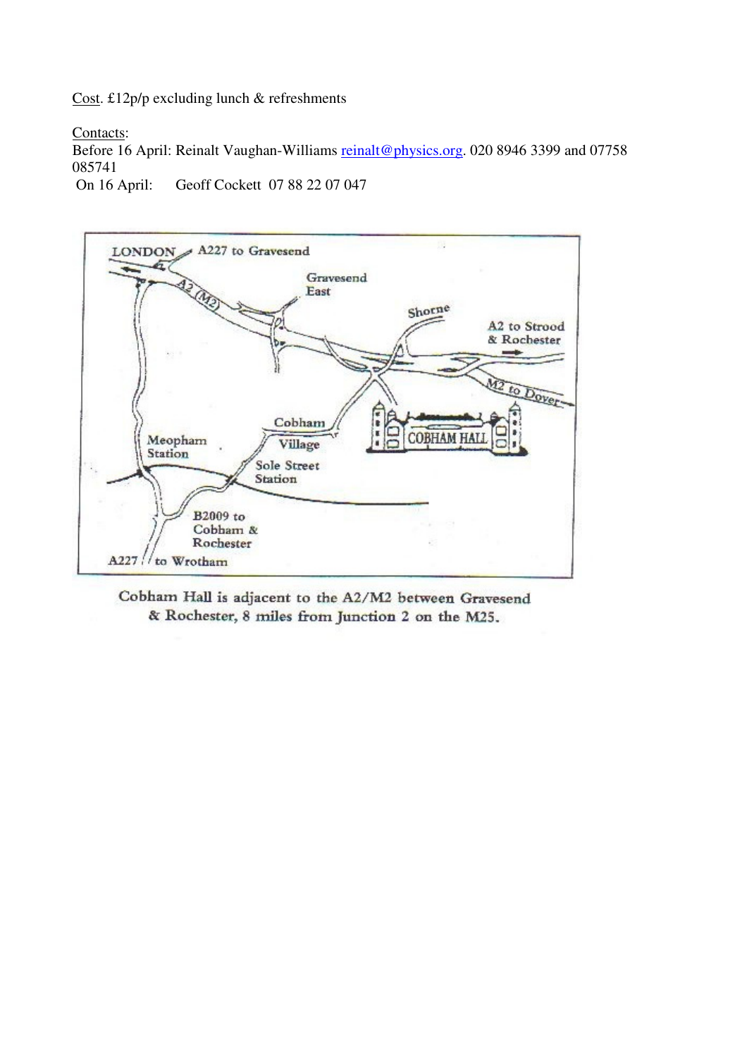Cost. £12p/p excluding lunch & refreshments

Contacts:
Before 16 April: Reinalt Vaughan-Williams reinalt@physics.org. 020 8946 3399 and 07758 085741
On 16 April: Geoff Cockett 07 88 22 07 047

LONDON
A227 to Gravesend
A2 (M2)
Gravesend East
Shorne
A2 to Strood & Rochester
M2 to Dover
Cobham Village
COBHAM HALL
Meopham Station
Sole Street Station
B2009 to Cobham & Rochester
A227 to Wrotham

Cobham Hall is adjacent to the A2/M2 between Gravesend & Rochester, 8 miles from Junction 2 on the M25.